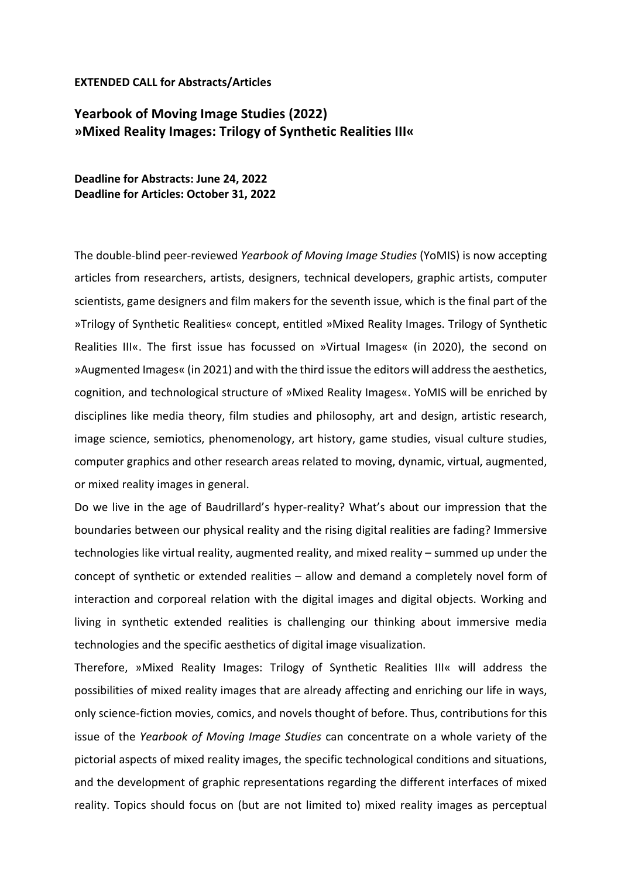**EXTENDED CALL for Abstracts/Articles**

## Yearbook of Moving Image Studies (2022)
## »Mixed Reality Images: Trilogy of Synthetic Realities III«

**Deadline for Abstracts: June 24, 2022**
**Deadline for Articles: October 31, 2022**

The double-blind peer-reviewed *Yearbook of Moving Image Studies* (YoMIS) is now accepting articles from researchers, artists, designers, technical developers, graphic artists, computer scientists, game designers and film makers for the seventh issue, which is the final part of the »Trilogy of Synthetic Realities« concept, entitled »Mixed Reality Images. Trilogy of Synthetic Realities III«. The first issue has focussed on »Virtual Images« (in 2020), the second on »Augmented Images« (in 2021) and with the third issue the editors will address the aesthetics, cognition, and technological structure of »Mixed Reality Images«. YoMIS will be enriched by disciplines like media theory, film studies and philosophy, art and design, artistic research, image science, semiotics, phenomenology, art history, game studies, visual culture studies, computer graphics and other research areas related to moving, dynamic, virtual, augmented, or mixed reality images in general.

Do we live in the age of Baudrillard's hyper-reality? What's about our impression that the boundaries between our physical reality and the rising digital realities are fading? Immersive technologies like virtual reality, augmented reality, and mixed reality – summed up under the concept of synthetic or extended realities – allow and demand a completely novel form of interaction and corporeal relation with the digital images and digital objects. Working and living in synthetic extended realities is challenging our thinking about immersive media technologies and the specific aesthetics of digital image visualization.

Therefore, »Mixed Reality Images: Trilogy of Synthetic Realities III« will address the possibilities of mixed reality images that are already affecting and enriching our life in ways, only science-fiction movies, comics, and novels thought of before. Thus, contributions for this issue of the *Yearbook of Moving Image Studies* can concentrate on a whole variety of the pictorial aspects of mixed reality images, the specific technological conditions and situations, and the development of graphic representations regarding the different interfaces of mixed reality. Topics should focus on (but are not limited to) mixed reality images as perceptual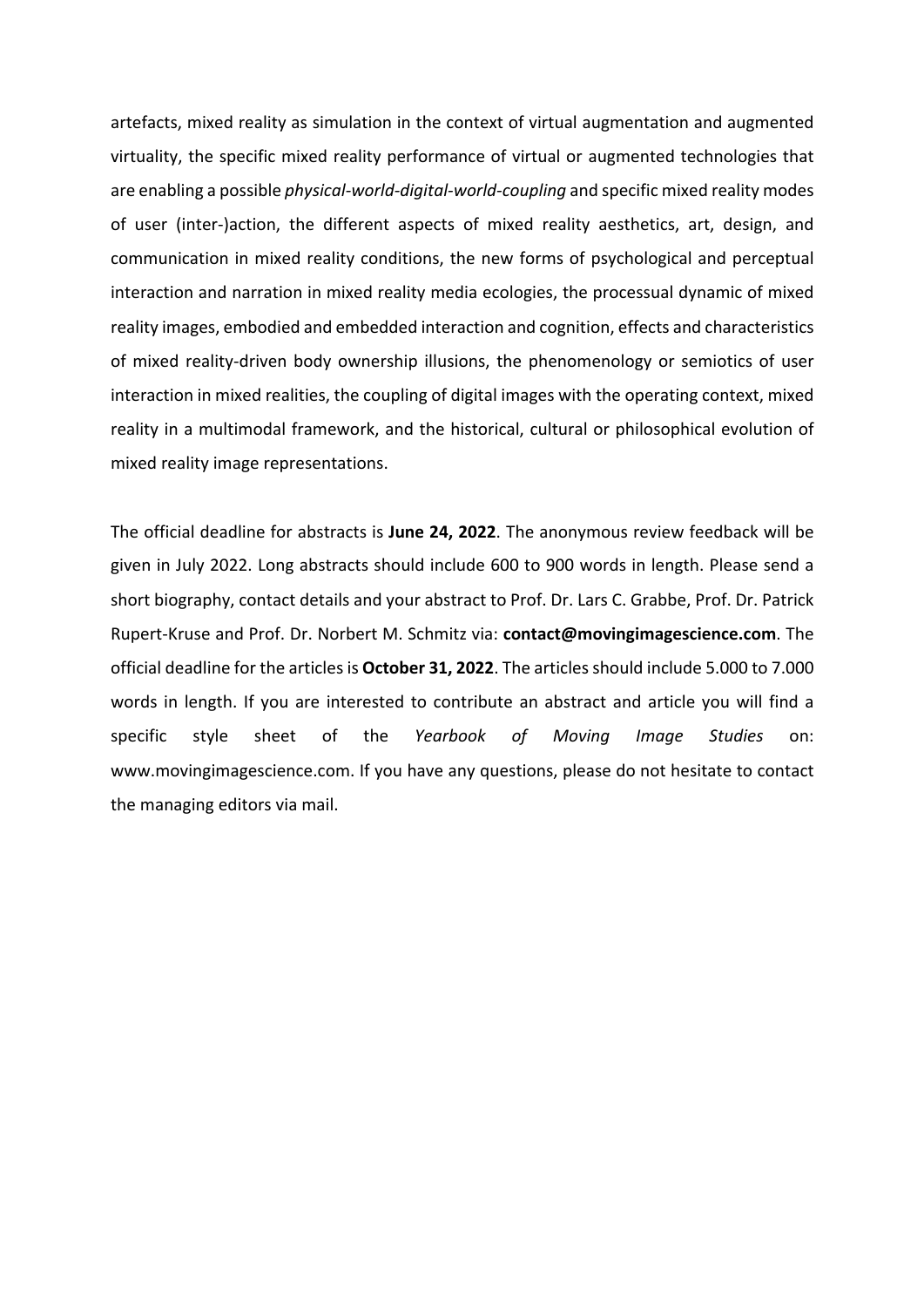artefacts, mixed reality as simulation in the context of virtual augmentation and augmented virtuality, the specific mixed reality performance of virtual or augmented technologies that are enabling a possible *physical-world-digital-world-coupling* and specific mixed reality modes of user (inter-)action, the different aspects of mixed reality aesthetics, art, design, and communication in mixed reality conditions, the new forms of psychological and perceptual interaction and narration in mixed reality media ecologies, the processual dynamic of mixed reality images, embodied and embedded interaction and cognition, effects and characteristics of mixed reality-driven body ownership illusions, the phenomenology or semiotics of user interaction in mixed realities, the coupling of digital images with the operating context, mixed reality in a multimodal framework, and the historical, cultural or philosophical evolution of mixed reality image representations.

The official deadline for abstracts is **June 24, 2022**. The anonymous review feedback will be given in July 2022. Long abstracts should include 600 to 900 words in length. Please send a short biography, contact details and your abstract to Prof. Dr. Lars C. Grabbe, Prof. Dr. Patrick Rupert-Kruse and Prof. Dr. Norbert M. Schmitz via: **contact@movingimagescience.com**. The official deadline for the articles is **October 31, 2022**. The articles should include 5.000 to 7.000 words in length. If you are interested to contribute an abstract and article you will find a specific style sheet of the *Yearbook of Moving Image Studies* on: www.movingimagescience.com. If you have any questions, please do not hesitate to contact the managing editors via mail.